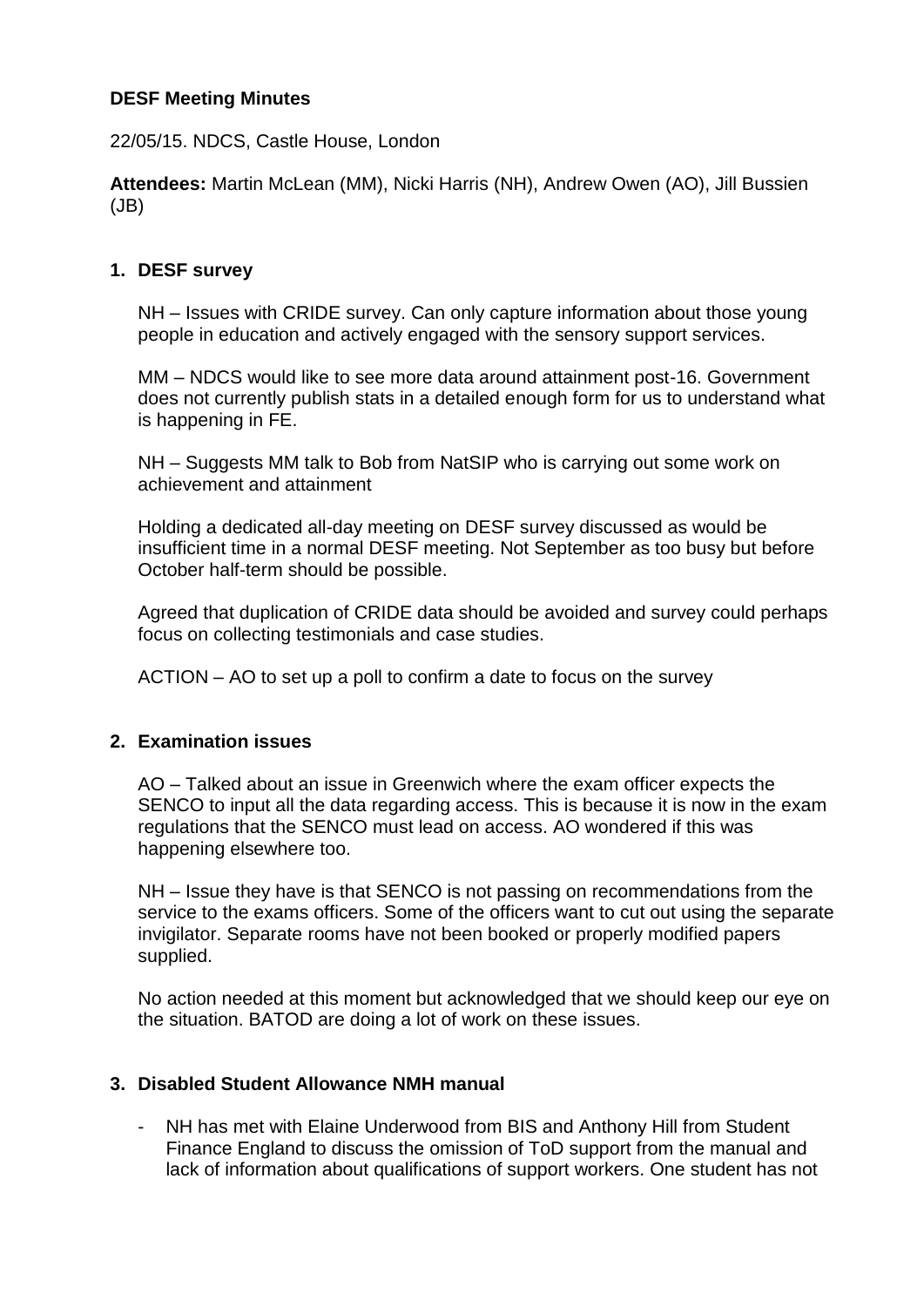**DESF Meeting Minutes**

22/05/15. NDCS, Castle House, London

**Attendees:** Martin McLean (MM), Nicki Harris (NH), Andrew Owen (AO), Jill Bussien (JB)

1. **DESF survey**

   NH – Issues with CRIDE survey. Can only capture information about those young people in education and actively engaged with the sensory support services.

   MM – NDCS would like to see more data around attainment post-16. Government does not currently publish stats in a detailed enough form for us to understand what is happening in FE.

   NH – Suggests MM talk to Bob from NatSIP who is carrying out some work on achievement and attainment

   Holding a dedicated all-day meeting on DESF survey discussed as would be insufficient time in a normal DESF meeting. Not September as too busy but before October half-term should be possible.

   Agreed that duplication of CRIDE data should be avoided and survey could perhaps focus on collecting testimonials and case studies.

   ACTION – AO to set up a poll to confirm a date to focus on the survey

2. **Examination issues**

   AO – Talked about an issue in Greenwich where the exam officer expects the SENCO to input all the data regarding access. This is because it is now in the exam regulations that the SENCO must lead on access. AO wondered if this was happening elsewhere too.

   NH – Issue they have is that SENCO is not passing on recommendations from the service to the exams officers. Some of the officers want to cut out using the separate invigilator. Separate rooms have not been booked or properly modified papers supplied.

   No action needed at this moment but acknowledged that we should keep our eye on the situation. BATOD are doing a lot of work on these issues.

3. **Disabled Student Allowance NMH manual**

   - NH has met with Elaine Underwood from BIS and Anthony Hill from Student Finance England to discuss the omission of ToD support from the manual and lack of information about qualifications of support workers. One student has not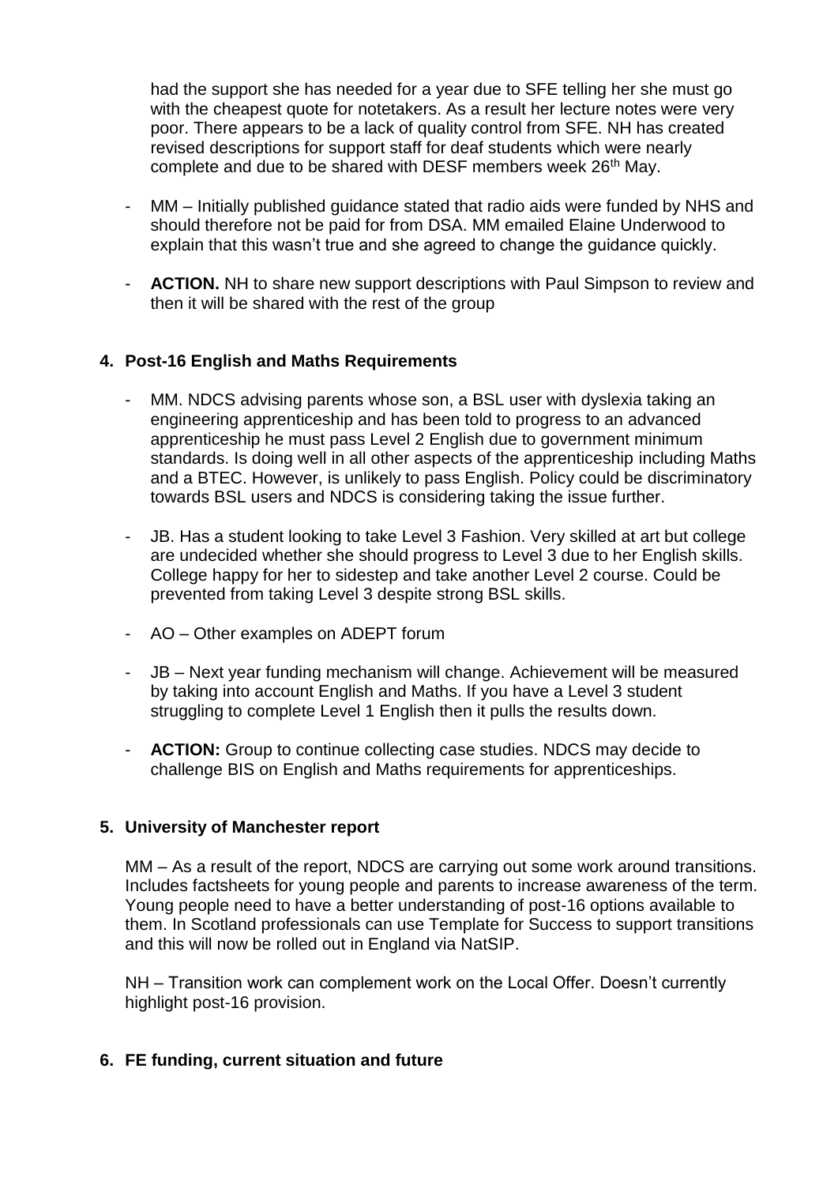had the support she has needed for a year due to SFE telling her she must go with the cheapest quote for notetakers. As a result her lecture notes were very poor. There appears to be a lack of quality control from SFE. NH has created revised descriptions for support staff for deaf students which were nearly complete and due to be shared with DESF members week 26th May.

- MM – Initially published guidance stated that radio aids were funded by NHS and should therefore not be paid for from DSA. MM emailed Elaine Underwood to explain that this wasn't true and she agreed to change the guidance quickly.

- **ACTION.** NH to share new support descriptions with Paul Simpson to review and then it will be shared with the rest of the group

## 4. Post-16 English and Maths Requirements

- MM. NDCS advising parents whose son, a BSL user with dyslexia taking an engineering apprenticeship and has been told to progress to an advanced apprenticeship he must pass Level 2 English due to government minimum standards. Is doing well in all other aspects of the apprenticeship including Maths and a BTEC. However, is unlikely to pass English. Policy could be discriminatory towards BSL users and NDCS is considering taking the issue further.

- JB. Has a student looking to take Level 3 Fashion. Very skilled at art but college are undecided whether she should progress to Level 3 due to her English skills. College happy for her to sidestep and take another Level 2 course. Could be prevented from taking Level 3 despite strong BSL skills.

- AO – Other examples on ADEPT forum

- JB – Next year funding mechanism will change. Achievement will be measured by taking into account English and Maths. If you have a Level 3 student struggling to complete Level 1 English then it pulls the results down.

- **ACTION:** Group to continue collecting case studies. NDCS may decide to challenge BIS on English and Maths requirements for apprenticeships.

## 5. University of Manchester report

MM – As a result of the report, NDCS are carrying out some work around transitions. Includes factsheets for young people and parents to increase awareness of the term. Young people need to have a better understanding of post-16 options available to them. In Scotland professionals can use Template for Success to support transitions and this will now be rolled out in England via NatSIP.

NH – Transition work can complement work on the Local Offer. Doesn't currently highlight post-16 provision.

## 6. FE funding, current situation and future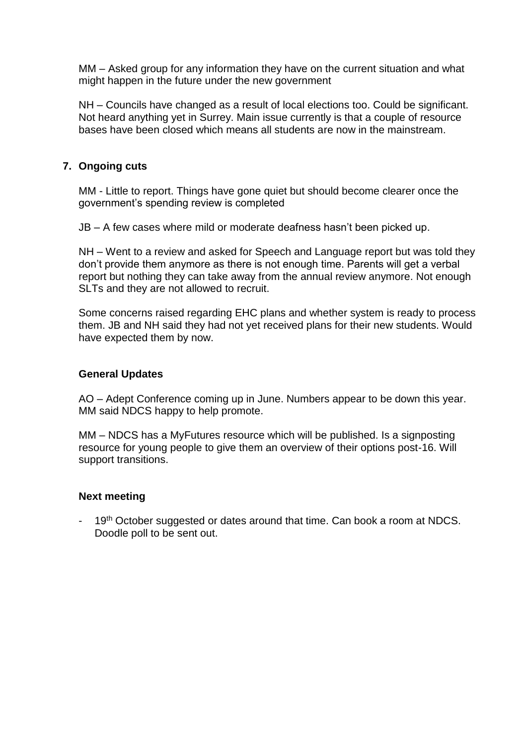MM – Asked group for any information they have on the current situation and what might happen in the future under the new government

NH – Councils have changed as a result of local elections too. Could be significant. Not heard anything yet in Surrey. Main issue currently is that a couple of resource bases have been closed which means all students are now in the mainstream.

**7. Ongoing cuts**

MM - Little to report. Things have gone quiet but should become clearer once the government's spending review is completed

JB – A few cases where mild or moderate deafness hasn't been picked up.

NH – Went to a review and asked for Speech and Language report but was told they don't provide them anymore as there is not enough time. Parents will get a verbal report but nothing they can take away from the annual review anymore. Not enough SLTs and they are not allowed to recruit.

Some concerns raised regarding EHC plans and whether system is ready to process them. JB and NH said they had not yet received plans for their new students. Would have expected them by now.

**General Updates**

AO – Adept Conference coming up in June. Numbers appear to be down this year. MM said NDCS happy to help promote.

MM – NDCS has a MyFutures resource which will be published. Is a signposting resource for young people to give them an overview of their options post-16. Will support transitions.

**Next meeting**

- 19th October suggested or dates around that time. Can book a room at NDCS. Doodle poll to be sent out.